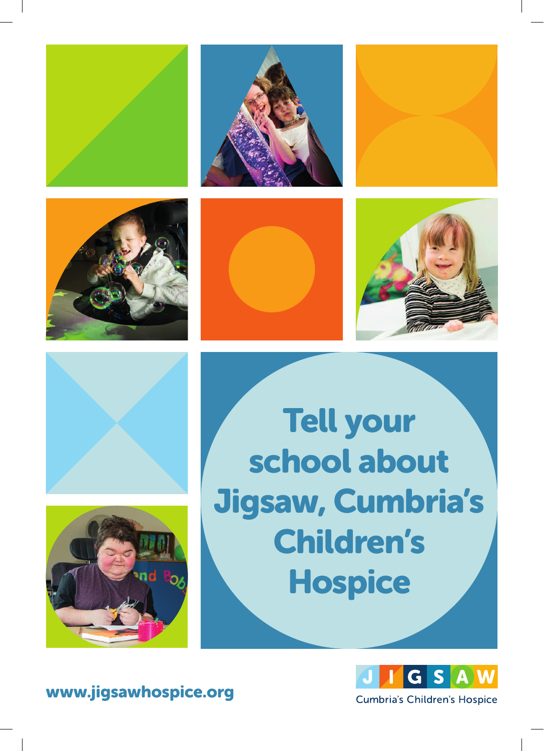# Tell your school about Jigsaw, Cumbria's Children's Hospice

www.jigsawhospice.org

JIGSAW

Cumbria's Children's Hospice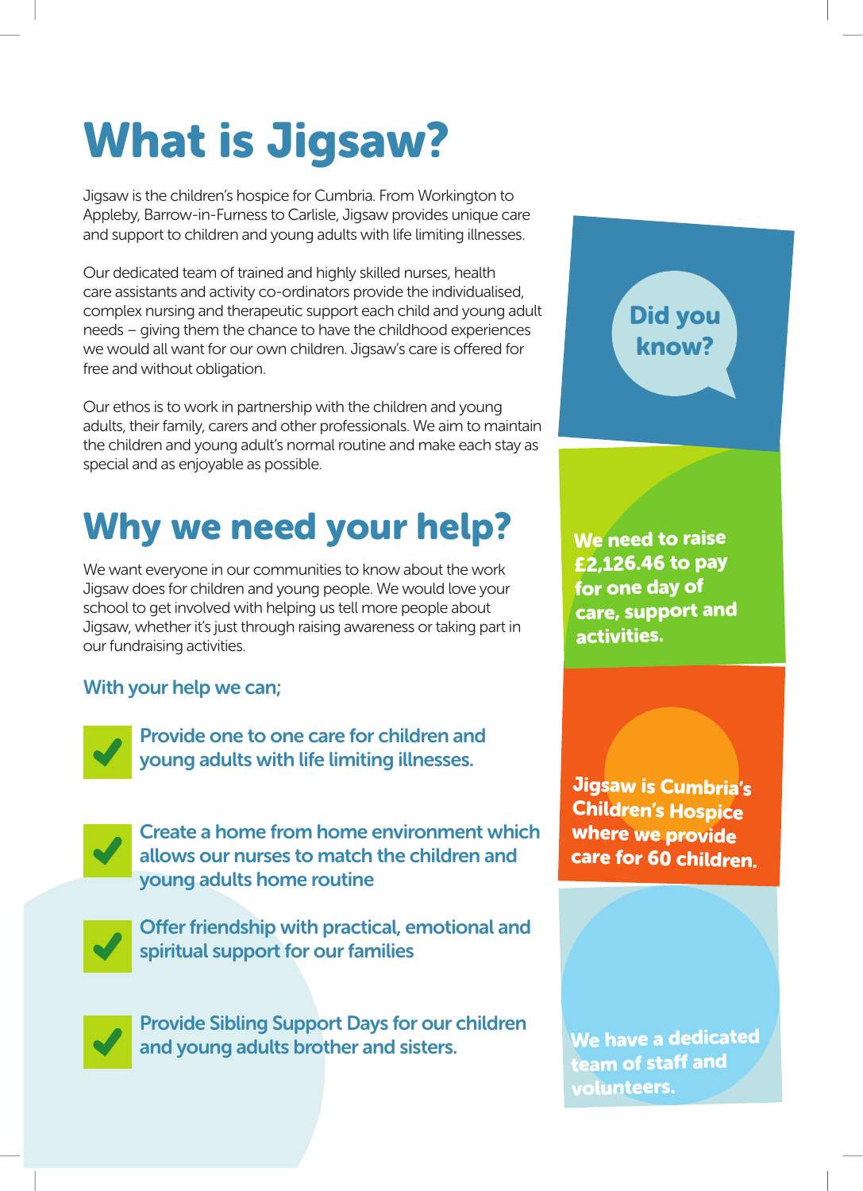# What is Jigsaw?

Jigsaw is the children's hospice for Cumbria. From Workington to Appleby, Barrow-in-Furness to Carlisle, Jigsaw provides unique care and support to children and young adults with life limiting illnesses.

Our dedicated team of trained and highly skilled nurses, health care assistants and activity co-ordinators provide the individualised, complex nursing and therapeutic support each child and young adult needs – giving them the chance to have the childhood experiences we would all want for our own children. Jigsaw's care is offered for free and without obligation.

Our ethos is to work in partnership with the children and young adults, their family, carers and other professionals. We aim to maintain the children and young adult's normal routine and make each stay as special and as enjoyable as possible.

# Why we need your help?

We want everyone in our communities to know about the work Jigsaw does for children and young people. We would love your school to get involved with helping us tell more people about Jigsaw, whether it's just through raising awareness or taking part in our fundraising activities.

### With your help we can;

- Provide one to one care for children and young adults with life limiting illnesses.
- Create a home from home environment which allows our nurses to match the children and young adults home routine
- Offer friendship with practical, emotional and spiritual support for our families
- Provide Sibling Support Days for our children and young adults brother and sisters.

## Did you know?

**We need to raise £2,126.46 to pay for one day of care, support and activities.**

**Jigsaw is Cumbria's Children's Hospice where we provide care for 60 children.**

**We have a dedicated team of staff and volunteers.**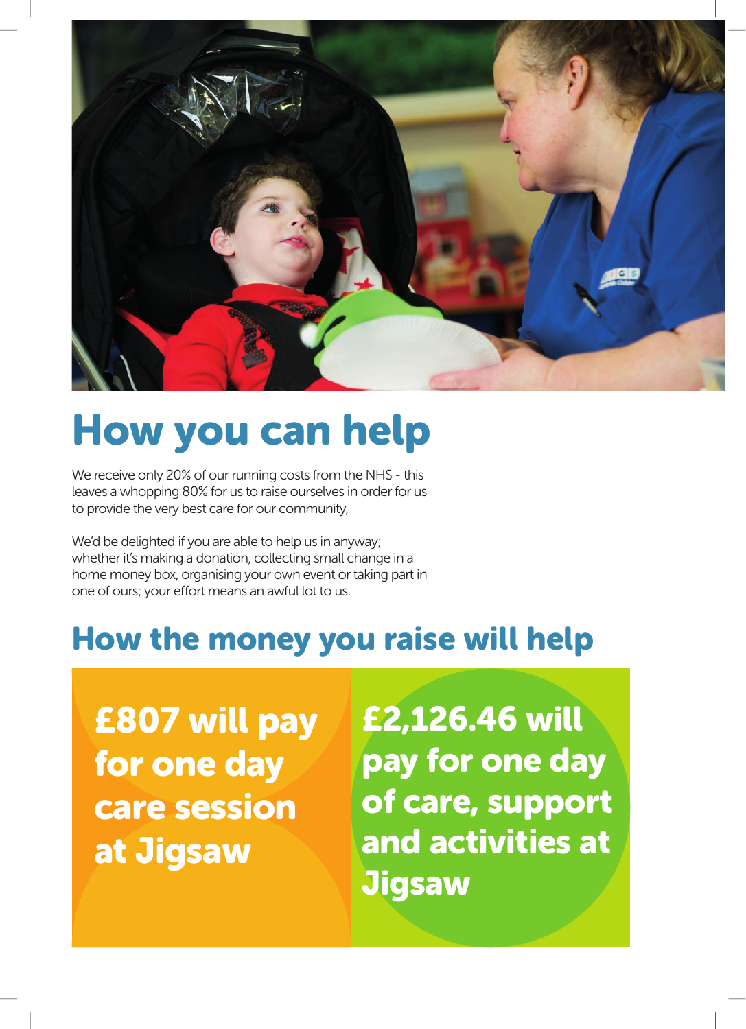# How you can help

We receive only 20% of our running costs from the NHS - this leaves a whopping 80% for us to raise ourselves in order for us to provide the very best care for our community,

We'd be delighted if you are able to help us in anyway; whether it's making a donation, collecting small change in a home money box, organising your own event or taking part in one of ours; your effort means an awful lot to us.

## How the money you raise will help

**£807 will pay for one day care session at Jigsaw**

**£2,126.46 will pay for one day of care, support and activities at Jigsaw**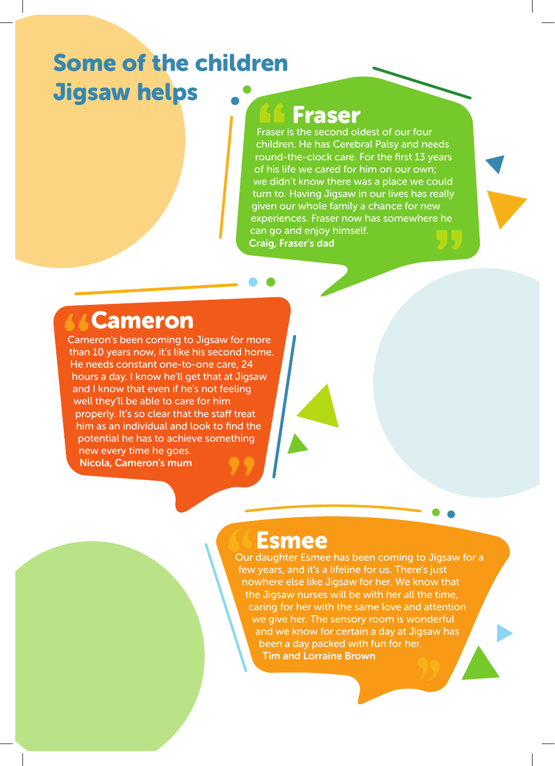# Some of the children Jigsaw helps

## Fraser

Fraser is the second oldest of our four children. He has Cerebral Palsy and needs round-the-clock care. For the first 13 years of his life we cared for him on our own; we didn't know there was a place we could turn to. Having Jigsaw in our lives has really given our whole family a chance for new experiences. Fraser now has somewhere he can go and enjoy himself.

**Craig, Fraser's dad**

## Cameron

Cameron's been coming to Jigsaw for more than 10 years now, it's like his second home. He needs constant one-to-one care, 24 hours a day. I know he'll get that at Jigsaw and I know that even if he's not feeling well they'll be able to care for him properly. It's so clear that the staff treat him as an individual and look to find the potential he has to achieve something new every time he goes.

**Nicola, Cameron's mum**

## Esmee

Our daughter Esmee has been coming to Jigsaw for a few years, and it's a lifeline for us. There's just nowhere else like Jigsaw for her. We know that the Jigsaw nurses will be with her all the time, caring for her with the same love and attention we give her. The sensory room is wonderful and we know for certain a day at Jigsaw has been a day packed with fun for her.

**Tim and Lorraine Brown**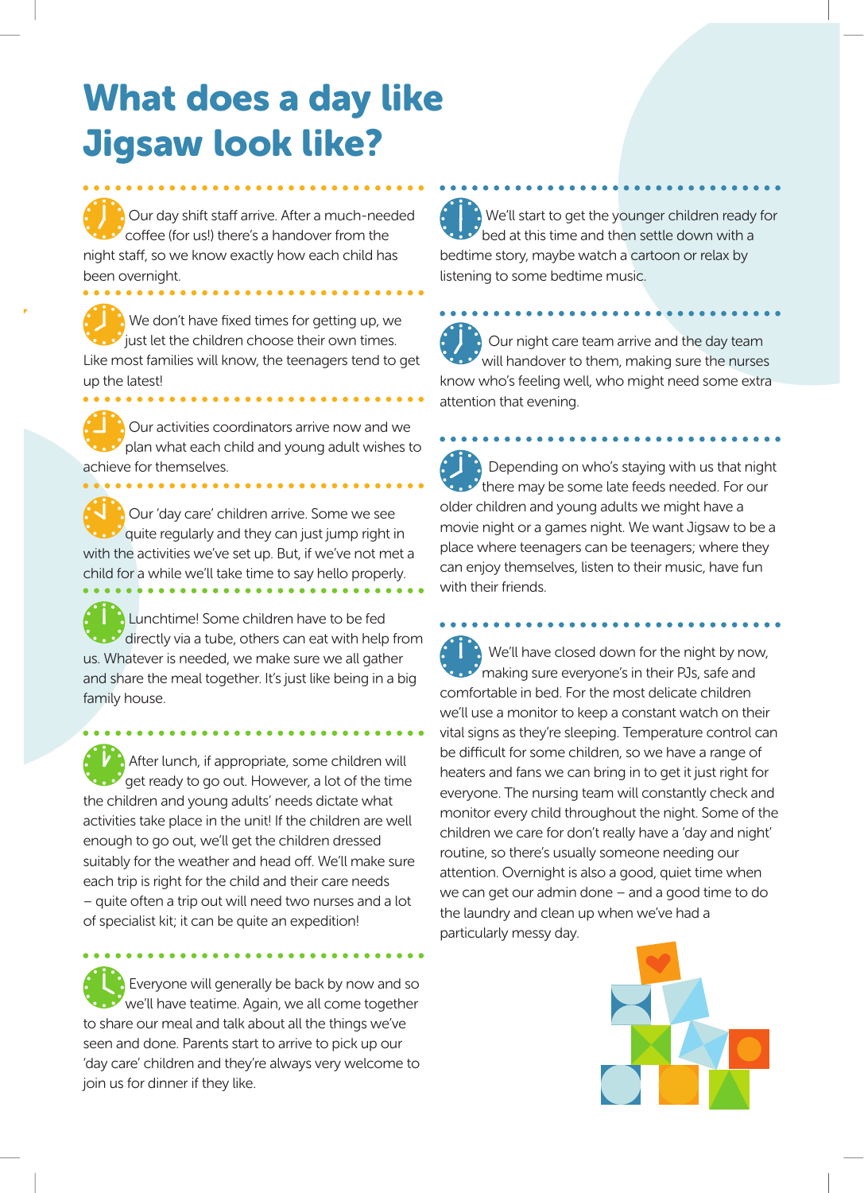# What does a day like Jigsaw look like?

Our day shift staff arrive. After a much-needed coffee (for us!) there's a handover from the night staff, so we know exactly how each child has been overnight.

We don't have fixed times for getting up, we just let the children choose their own times. Like most families will know, the teenagers tend to get up the latest!

Our activities coordinators arrive now and we plan what each child and young adult wishes to achieve for themselves.

Our 'day care' children arrive. Some we see quite regularly and they can just jump right in with the activities we've set up. But, if we've not met a child for a while we'll take time to say hello properly.

Lunchtime! Some children have to be fed directly via a tube, others can eat with help from us. Whatever is needed, we make sure we all gather and share the meal together. It's just like being in a big family house.

After lunch, if appropriate, some children will get ready to go out. However, a lot of the time the children and young adults' needs dictate what activities take place in the unit! If the children are well enough to go out, we'll get the children dressed suitably for the weather and head off. We'll make sure each trip is right for the child and their care needs – quite often a trip out will need two nurses and a lot of specialist kit; it can be quite an expedition!

Everyone will generally be back by now and so we'll have teatime. Again, we all come together to share our meal and talk about all the things we've seen and done. Parents start to arrive to pick up our 'day care' children and they're always very welcome to join us for dinner if they like.

We'll start to get the younger children ready for bed at this time and then settle down with a bedtime story, maybe watch a cartoon or relax by listening to some bedtime music.

Our night care team arrive and the day team will handover to them, making sure the nurses know who's feeling well, who might need some extra attention that evening.

Depending on who's staying with us that night there may be some late feeds needed. For our older children and young adults we might have a movie night or a games night. We want Jigsaw to be a place where teenagers can be teenagers; where they can enjoy themselves, listen to their music, have fun with their friends.

We'll have closed down for the night by now, making sure everyone's in their PJs, safe and comfortable in bed. For the most delicate children we'll use a monitor to keep a constant watch on their vital signs as they're sleeping. Temperature control can be difficult for some children, so we have a range of heaters and fans we can bring in to get it just right for everyone. The nursing team will constantly check and monitor every child throughout the night. Some of the children we care for don't really have a 'day and night' routine, so there's usually someone needing our attention. Overnight is also a good, quiet time when we can get our admin done – and a good time to do the laundry and clean up when we've had a particularly messy day.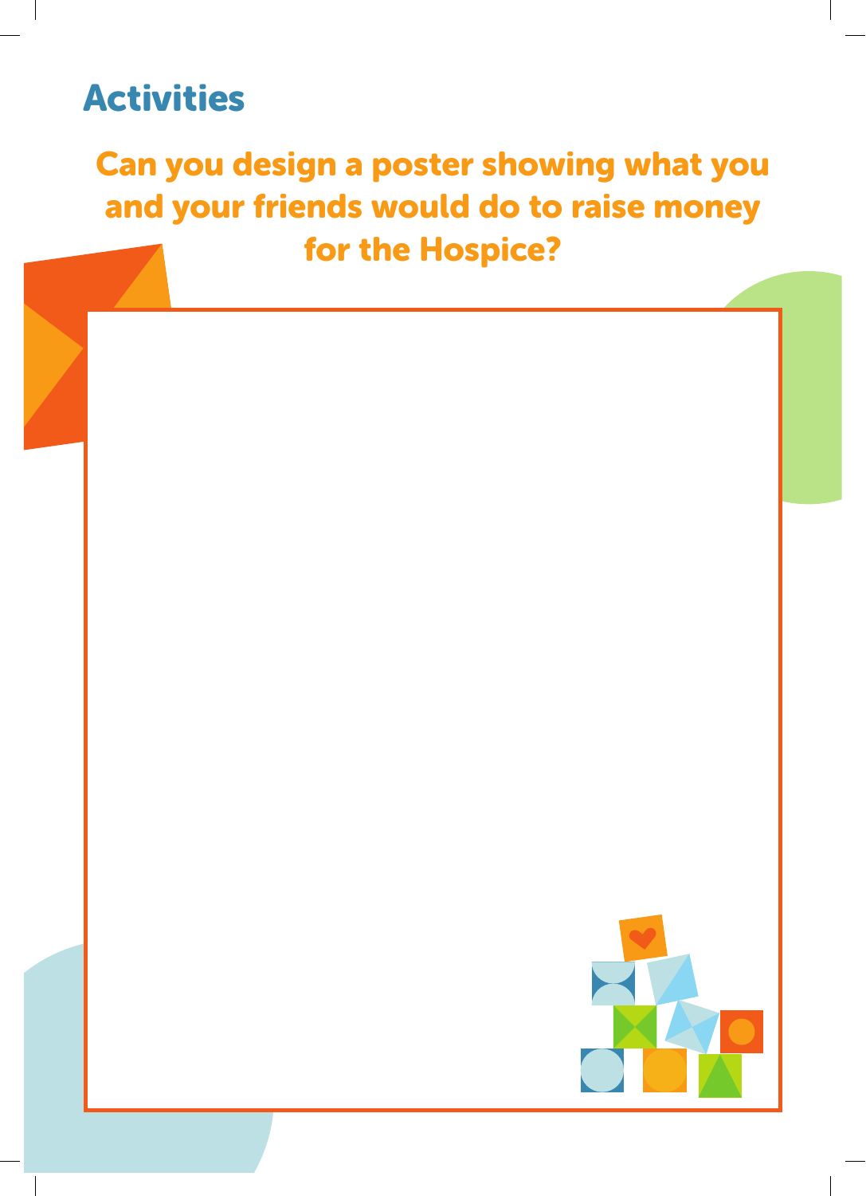## Activities

**Can you design a poster showing what you and your friends would do to raise money for the Hospice?**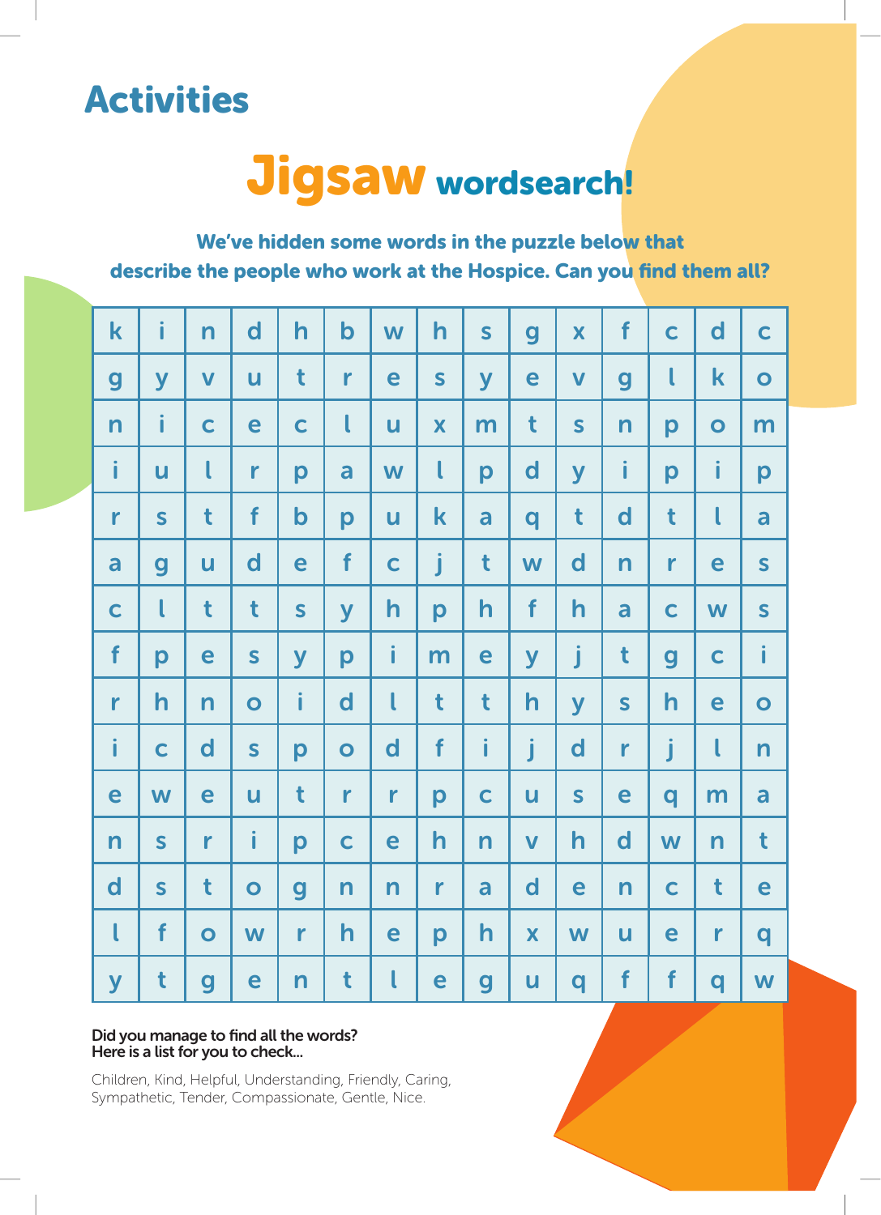# Activities

## Jigsaw wordsearch!

**We've hidden some words in the puzzle below that describe the people who work at the Hospice. Can you find them all?**

| | | | | | | | | | | | | | | |
|---|---|---|---|---|---|---|---|---|---|---|---|---|---|---|
| k | i | n | d | h | b | w | h | s | g | x | f | c | d | c |
| g | y | v | u | t | r | e | s | y | e | v | g | l | k | o |
| n | i | c | e | c | l | u | x | m | t | s | n | p | o | m |
| i | u | l | r | p | a | w | l | p | d | y | i | p | i | p |
| r | s | t | f | b | p | u | k | a | q | t | d | t | l | a |
| a | g | u | d | e | f | c | j | t | w | d | n | r | e | s |
| c | l | t | t | s | y | h | p | h | f | h | a | c | w | s |
| f | p | e | s | y | p | i | m | e | y | j | t | g | c | i |
| r | h | n | o | i | d | l | t | t | h | y | s | h | e | o |
| i | c | d | s | p | o | d | f | i | j | d | r | j | l | n |
| e | w | e | u | t | r | r | p | c | u | s | e | q | m | a |
| n | s | r | i | p | c | e | h | n | v | h | d | w | n | t |
| d | s | t | o | g | n | n | r | a | d | e | n | c | t | e |
| l | f | o | w | r | h | e | p | h | x | w | u | e | r | q |
| y | t | g | e | n | t | l | e | g | u | q | f | f | q | w |

**Did you manage to find all the words?**
**Here is a list for you to check...**

Children, Kind, Helpful, Understanding, Friendly, Caring, Sympathetic, Tender, Compassionate, Gentle, Nice.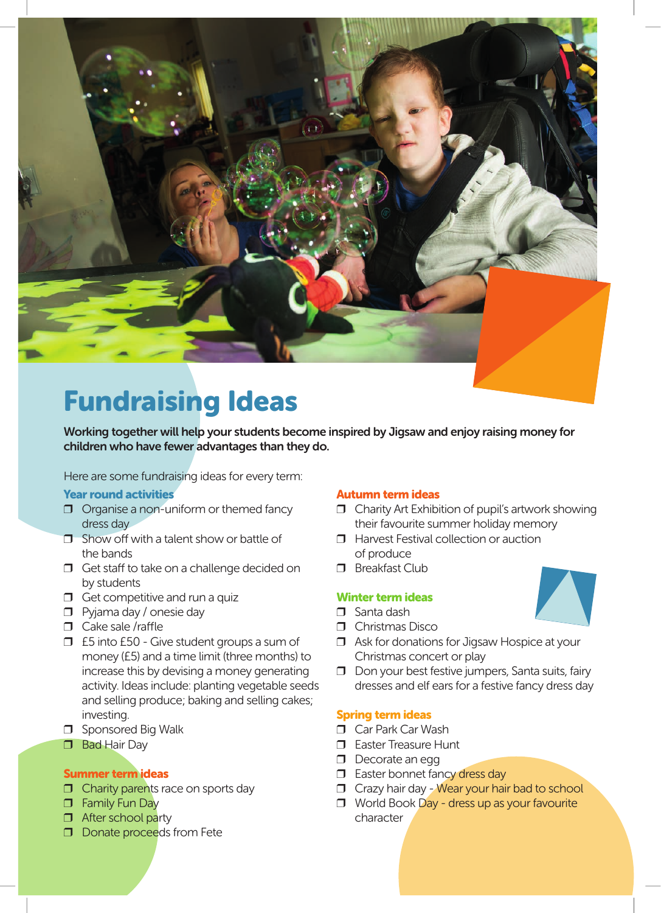# Fundraising Ideas

**Working together will help your students become inspired by Jigsaw and enjoy raising money for children who have fewer advantages than they do.**

Here are some fundraising ideas for every term:

### Year round activities

- Organise a non-uniform or themed fancy dress day
- Show off with a talent show or battle of the bands
- Get staff to take on a challenge decided on by students
- Get competitive and run a quiz
- Pyjama day / onesie day
- Cake sale /raffle
- £5 into £50 - Give student groups a sum of money (£5) and a time limit (three months) to increase this by devising a money generating activity. Ideas include: planting vegetable seeds and selling produce; baking and selling cakes; investing.
- Sponsored Big Walk
- Bad Hair Day

### Summer term ideas

- Charity parents race on sports day
- Family Fun Day
- After school party
- Donate proceeds from Fete

### Autumn term ideas

- Charity Art Exhibition of pupil's artwork showing their favourite summer holiday memory
- Harvest Festival collection or auction of produce
- Breakfast Club

### Winter term ideas

- Santa dash
- Christmas Disco
- Ask for donations for Jigsaw Hospice at your Christmas concert or play
- Don your best festive jumpers, Santa suits, fairy dresses and elf ears for a festive fancy dress day

### Spring term ideas

- Car Park Car Wash
- Easter Treasure Hunt
- Decorate an egg
- Easter bonnet fancy dress day
- Crazy hair day - Wear your hair bad to school
- World Book Day - dress up as your favourite character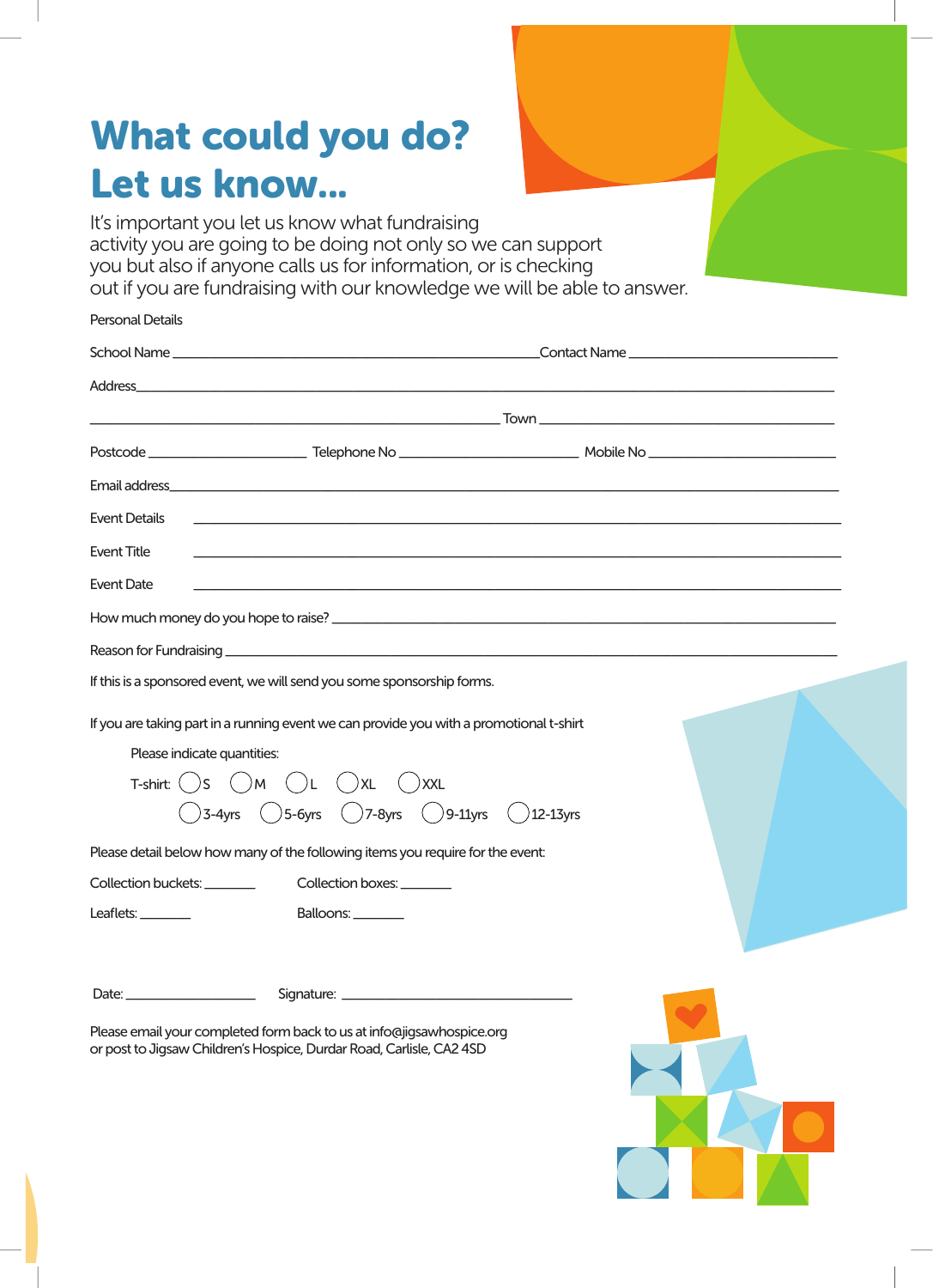# What could you do? Let us know...

It's important you let us know what fundraising activity you are going to be doing not only so we can support you but also if anyone calls us for information, or is checking out if you are fundraising with our knowledge we will be able to answer.

Personal Details

School Name ______________________________ Contact Name ______________________________

Address______________________________________________________________________

______________________________________________ Town ______________________________

Postcode ________________ Telephone No ____________________ Mobile No ____________________

Email address__________________________________________________________________

Event Details ___________________________________________________________________

Event Title ____________________________________________________________________

Event Date ____________________________________________________________________

How much money do you hope to raise? _________________________________________________

Reason for Fundraising ___________________________________________________________

If this is a sponsored event, we will send you some sponsorship forms.

If you are taking part in a running event we can provide you with a promotional t-shirt

Please indicate quantities:

T-shirt: ◯ S ◯ M ◯ L ◯ XL ◯ XXL

◯ 3-4yrs ◯ 5-6yrs ◯ 7-8yrs ◯ 9-11yrs ◯ 12-13yrs

Please detail below how many of the following items you require for the event:

Collection buckets: _______ Collection boxes: _______

Leaflets: _______ Balloons: _______

Date: ________________ Signature: ______________________________

Please email your completed form back to us at info@jigsawhospice.org
or post to Jigsaw Children's Hospice, Durdar Road, Carlisle, CA2 4SD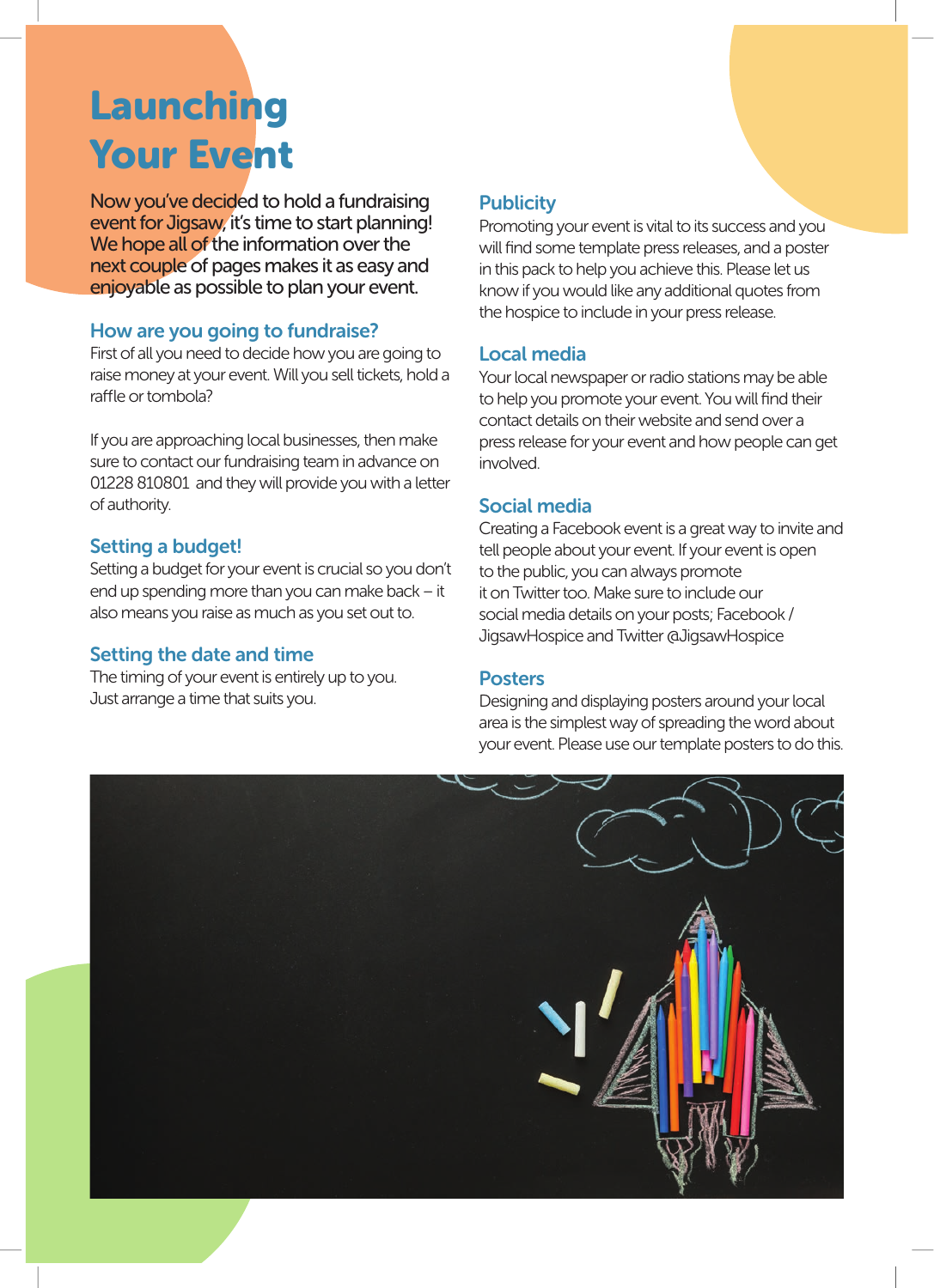# Launching Your Event

Now you've decided to hold a fundraising event for Jigsaw, it's time to start planning! We hope all of the information over the next couple of pages makes it as easy and enjoyable as possible to plan your event.

## How are you going to fundraise?

First of all you need to decide how you are going to raise money at your event. Will you sell tickets, hold a raffle or tombola?

If you are approaching local businesses, then make sure to contact our fundraising team in advance on 01228 810801 and they will provide you with a letter of authority.

## Setting a budget!

Setting a budget for your event is crucial so you don't end up spending more than you can make back – it also means you raise as much as you set out to.

## Setting the date and time

The timing of your event is entirely up to you. Just arrange a time that suits you.

## Publicity

Promoting your event is vital to its success and you will find some template press releases, and a poster in this pack to help you achieve this. Please let us know if you would like any additional quotes from the hospice to include in your press release.

## Local media

Your local newspaper or radio stations may be able to help you promote your event. You will find their contact details on their website and send over a press release for your event and how people can get involved.

## Social media

Creating a Facebook event is a great way to invite and tell people about your event. If your event is open to the public, you can always promote it on Twitter too. Make sure to include our social media details on your posts; Facebook / JigsawHospice and Twitter @JigsawHospice

## Posters

Designing and displaying posters around your local area is the simplest way of spreading the word about your event. Please use our template posters to do this.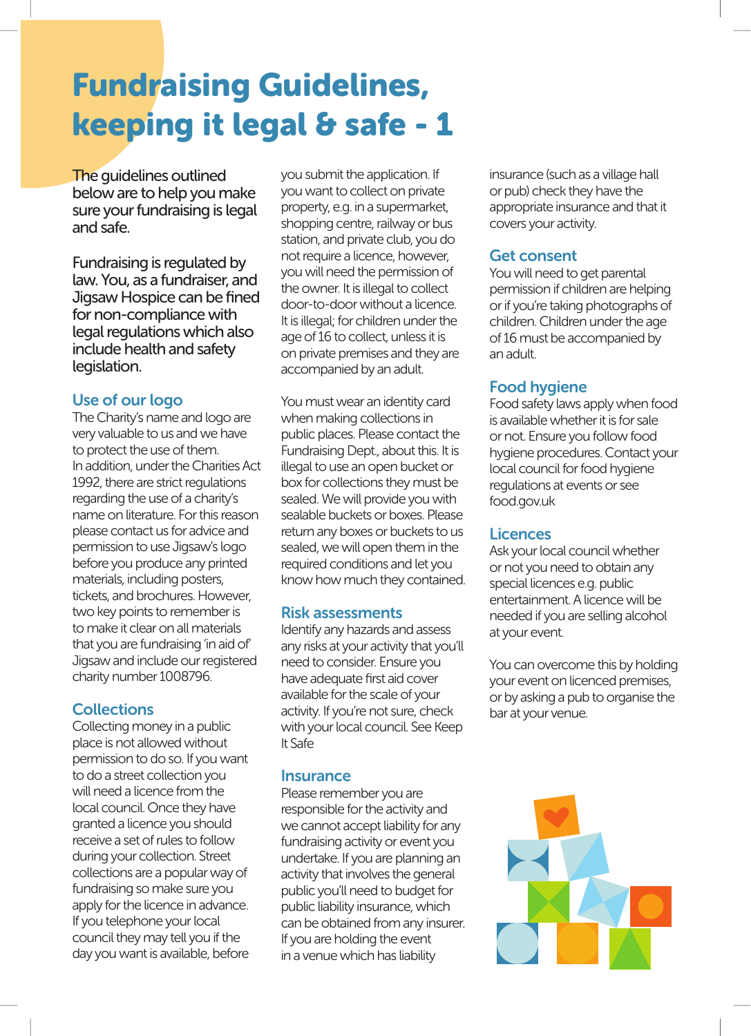# Fundraising Guidelines, keeping it legal & safe - 1

The guidelines outlined below are to help you make sure your fundraising is legal and safe.

Fundraising is regulated by law. You, as a fundraiser, and Jigsaw Hospice can be fined for non-compliance with legal regulations which also include health and safety legislation.

## Use of our logo

The Charity's name and logo are very valuable to us and we have to protect the use of them. In addition, under the Charities Act 1992, there are strict regulations regarding the use of a charity's name on literature. For this reason please contact us for advice and permission to use Jigsaw's logo before you produce any printed materials, including posters, tickets, and brochures. However, two key points to remember is to make it clear on all materials that you are fundraising 'in aid of' Jigsaw and include our registered charity number 1008796.

## Collections

Collecting money in a public place is not allowed without permission to do so. If you want to do a street collection you will need a licence from the local council. Once they have granted a licence you should receive a set of rules to follow during your collection. Street collections are a popular way of fundraising so make sure you apply for the licence in advance. If you telephone your local council they may tell you if the day you want is available, before you submit the application. If you want to collect on private property, e.g. in a supermarket, shopping centre, railway or bus station, and private club, you do not require a licence, however, you will need the permission of the owner. It is illegal to collect door-to-door without a licence. It is illegal; for children under the age of 16 to collect, unless it is on private premises and they are accompanied by an adult.

You must wear an identity card when making collections in public places. Please contact the Fundraising Dept., about this. It is illegal to use an open bucket or box for collections they must be sealed. We will provide you with sealable buckets or boxes. Please return any boxes or buckets to us sealed, we will open them in the required conditions and let you know how much they contained.

## Risk assessments

Identify any hazards and assess any risks at your activity that you'll need to consider. Ensure you have adequate first aid cover available for the scale of your activity. If you're not sure, check with your local council. See Keep It Safe

## Insurance

Please remember you are responsible for the activity and we cannot accept liability for any fundraising activity or event you undertake. If you are planning an activity that involves the general public you'll need to budget for public liability insurance, which can be obtained from any insurer. If you are holding the event in a venue which has liability insurance (such as a village hall or pub) check they have the appropriate insurance and that it covers your activity.

## Get consent

You will need to get parental permission if children are helping or if you're taking photographs of children. Children under the age of 16 must be accompanied by an adult.

## Food hygiene

Food safety laws apply when food is available whether it is for sale or not. Ensure you follow food hygiene procedures. Contact your local council for food hygiene regulations at events or see food.gov.uk

## Licences

Ask your local council whether or not you need to obtain any special licences e.g. public entertainment. A licence will be needed if you are selling alcohol at your event.

You can overcome this by holding your event on licenced premises, or by asking a pub to organise the bar at your venue.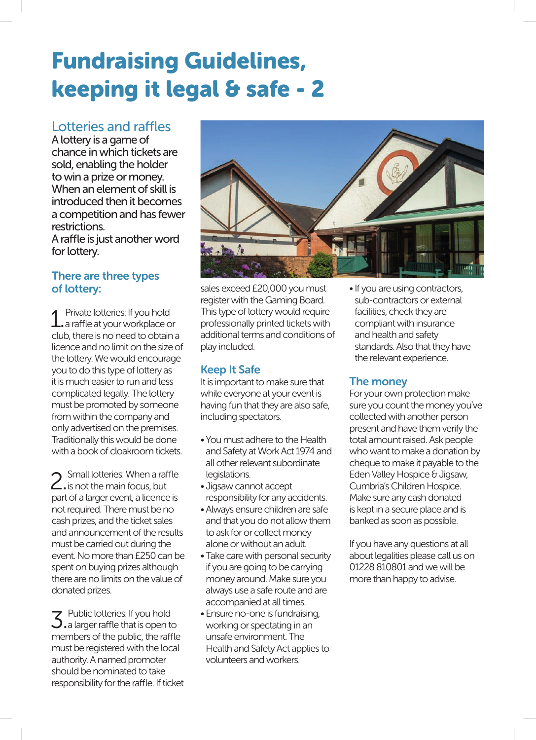# Fundraising Guidelines, keeping it legal & safe - 2

## Lotteries and raffles

A lottery is a game of chance in which tickets are sold, enabling the holder to win a prize or money. When an element of skill is introduced then it becomes a competition and has fewer restrictions.
A raffle is just another word for lottery.

### There are three types of lottery:

1. Private lotteries: If you hold a raffle at your workplace or club, there is no need to obtain a licence and no limit on the size of the lottery. We would encourage you to do this type of lottery as it is much easier to run and less complicated legally. The lottery must be promoted by someone from within the company and only advertised on the premises. Traditionally this would be done with a book of cloakroom tickets.

2. Small lotteries: When a raffle is not the main focus, but part of a larger event, a licence is not required. There must be no cash prizes, and the ticket sales and announcement of the results must be carried out during the event. No more than £250 can be spent on buying prizes although there are no limits on the value of donated prizes.

3. Public lotteries: If you hold a larger raffle that is open to members of the public, the raffle must be registered with the local authority. A named promoter should be nominated to take responsibility for the raffle. If ticket sales exceed £20,000 you must register with the Gaming Board. This type of lottery would require professionally printed tickets with additional terms and conditions of play included.

### Keep It Safe

It is important to make sure that while everyone at your event is having fun that they are also safe, including spectators.

- You must adhere to the Health and Safety at Work Act 1974 and all other relevant subordinate legislations.
- Jigsaw cannot accept responsibility for any accidents.
- Always ensure children are safe and that you do not allow them to ask for or collect money alone or without an adult.
- Take care with personal security if you are going to be carrying money around. Make sure you always use a safe route and are accompanied at all times.
- Ensure no-one is fundraising, working or spectating in an unsafe environment. The Health and Safety Act applies to volunteers and workers.
- If you are using contractors, sub-contractors or external facilities, check they are compliant with insurance and health and safety standards. Also that they have the relevant experience.

### The money

For your own protection make sure you count the money you've collected with another person present and have them verify the total amount raised. Ask people who want to make a donation by cheque to make it payable to the Eden Valley Hospice & Jigsaw, Cumbria's Children Hospice. Make sure any cash donated is kept in a secure place and is banked as soon as possible.

If you have any questions at all about legalities please call us on 01228 810801 and we will be more than happy to advise.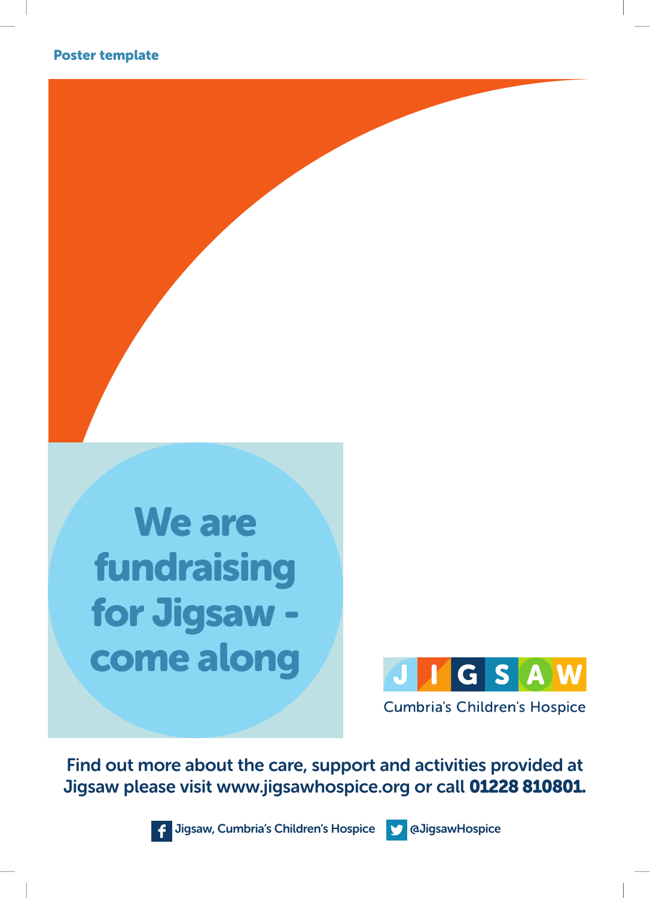Poster template

# We are fundraising for Jigsaw - come along

JIGSAW

Cumbria's Children's Hospice

Find out more about the care, support and activities provided at Jigsaw please visit www.jigsawhospice.org or call **01228 810801.**

Jigsaw, Cumbria's Children's Hospice @JigsawHospice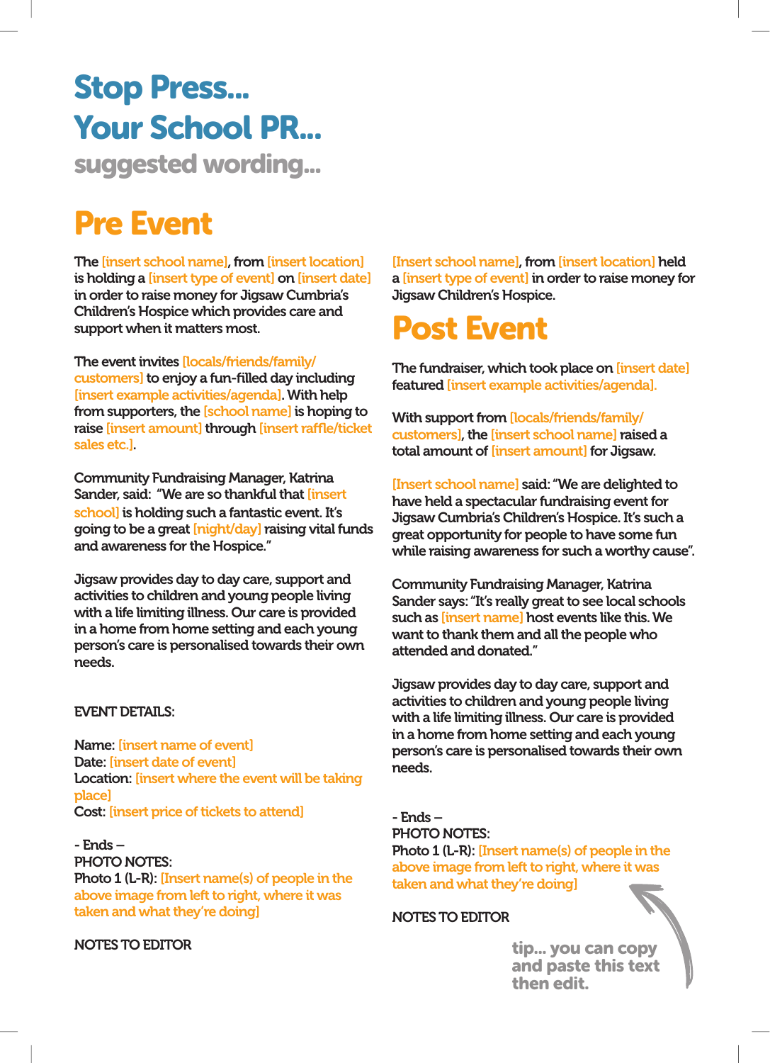# Stop Press...
# Your School PR...
### suggested wording...

## Pre Event

The [insert school name], from [insert location] is holding a [insert type of event] on [insert date] in order to raise money for Jigsaw Cumbria's Children's Hospice which provides care and support when it matters most.

The event invites [locals/friends/family/customers] to enjoy a fun-filled day including [insert example activities/agenda]. With help from supporters, the [school name] is hoping to raise [insert amount] through [insert raffle/ticket sales etc.].

Community Fundraising Manager, Katrina Sander, said: "We are so thankful that [insert school] is holding such a fantastic event. It's going to be a great [night/day] raising vital funds and awareness for the Hospice."

Jigsaw provides day to day care, support and activities to children and young people living with a life limiting illness. Our care is provided in a home from home setting and each young person's care is personalised towards their own needs.

EVENT DETAILS:

Name: [insert name of event]
Date: [insert date of event]
Location: [insert where the event will be taking place]
Cost: [insert price of tickets to attend]

\- Ends –
PHOTO NOTES:
Photo 1 (L-R): [Insert name(s) of people in the above image from left to right, where it was taken and what they're doing]

NOTES TO EDITOR

[Insert school name], from [insert location] held a [insert type of event] in order to raise money for Jigsaw Children's Hospice.

## Post Event

The fundraiser, which took place on [insert date] featured [insert example activities/agenda].

With support from [locals/friends/family/customers], the [insert school name] raised a total amount of [insert amount] for Jigsaw.

[Insert school name] said: "We are delighted to have held a spectacular fundraising event for Jigsaw Cumbria's Children's Hospice. It's such a great opportunity for people to have some fun while raising awareness for such a worthy cause".

Community Fundraising Manager, Katrina Sander says: "It's really great to see local schools such as [insert name] host events like this. We want to thank them and all the people who attended and donated."

Jigsaw provides day to day care, support and activities to children and young people living with a life limiting illness. Our care is provided in a home from home setting and each young person's care is personalised towards their own needs.

\- Ends –
PHOTO NOTES:
Photo 1 (L-R): [Insert name(s) of people in the above image from left to right, where it was taken and what they're doing]

NOTES TO EDITOR

tip... you can copy and paste this text then edit.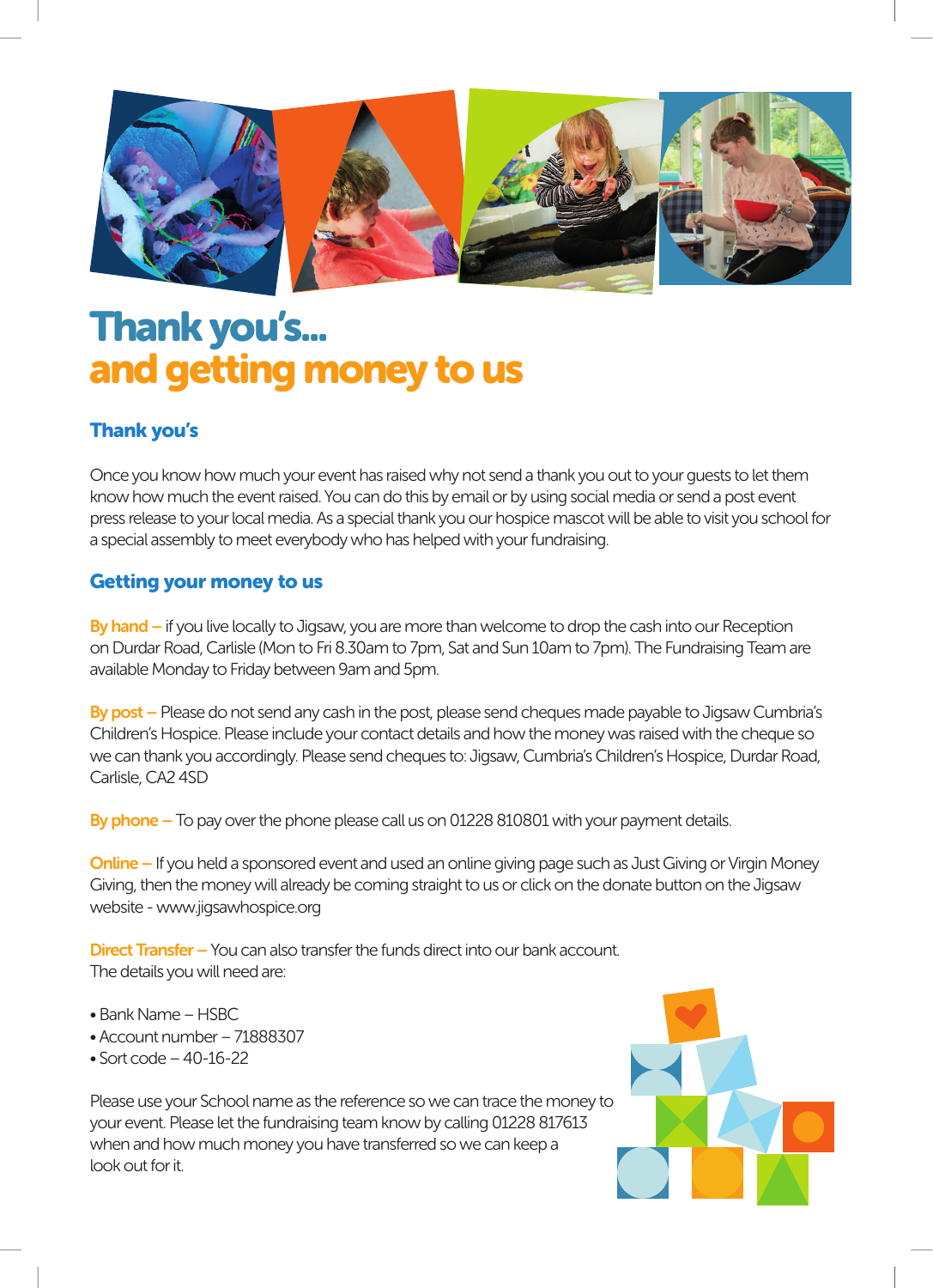# Thank you's...
# and getting money to us

## Thank you's

Once you know how much your event has raised why not send a thank you out to your guests to let them know how much the event raised. You can do this by email or by using social media or send a post event press release to your local media. As a special thank you our hospice mascot will be able to visit you school for a special assembly to meet everybody who has helped with your fundraising.

## Getting your money to us

**By hand –** if you live locally to Jigsaw, you are more than welcome to drop the cash into our Reception on Durdar Road, Carlisle (Mon to Fri 8.30am to 7pm, Sat and Sun 10am to 7pm). The Fundraising Team are available Monday to Friday between 9am and 5pm.

**By post –** Please do not send any cash in the post, please send cheques made payable to Jigsaw Cumbria's Children's Hospice. Please include your contact details and how the money was raised with the cheque so we can thank you accordingly. Please send cheques to: Jigsaw, Cumbria's Children's Hospice, Durdar Road, Carlisle, CA2 4SD

**By phone –** To pay over the phone please call us on 01228 810801 with your payment details.

**Online –** If you held a sponsored event and used an online giving page such as Just Giving or Virgin Money Giving, then the money will already be coming straight to us or click on the donate button on the Jigsaw website - www.jigsawhospice.org

**Direct Transfer –** You can also transfer the funds direct into our bank account.
The details you will need are:

- Bank Name – HSBC
- Account number – 71888307
- Sort code – 40-16-22

Please use your School name as the reference so we can trace the money to your event. Please let the fundraising team know by calling 01228 817613 when and how much money you have transferred so we can keep a look out for it.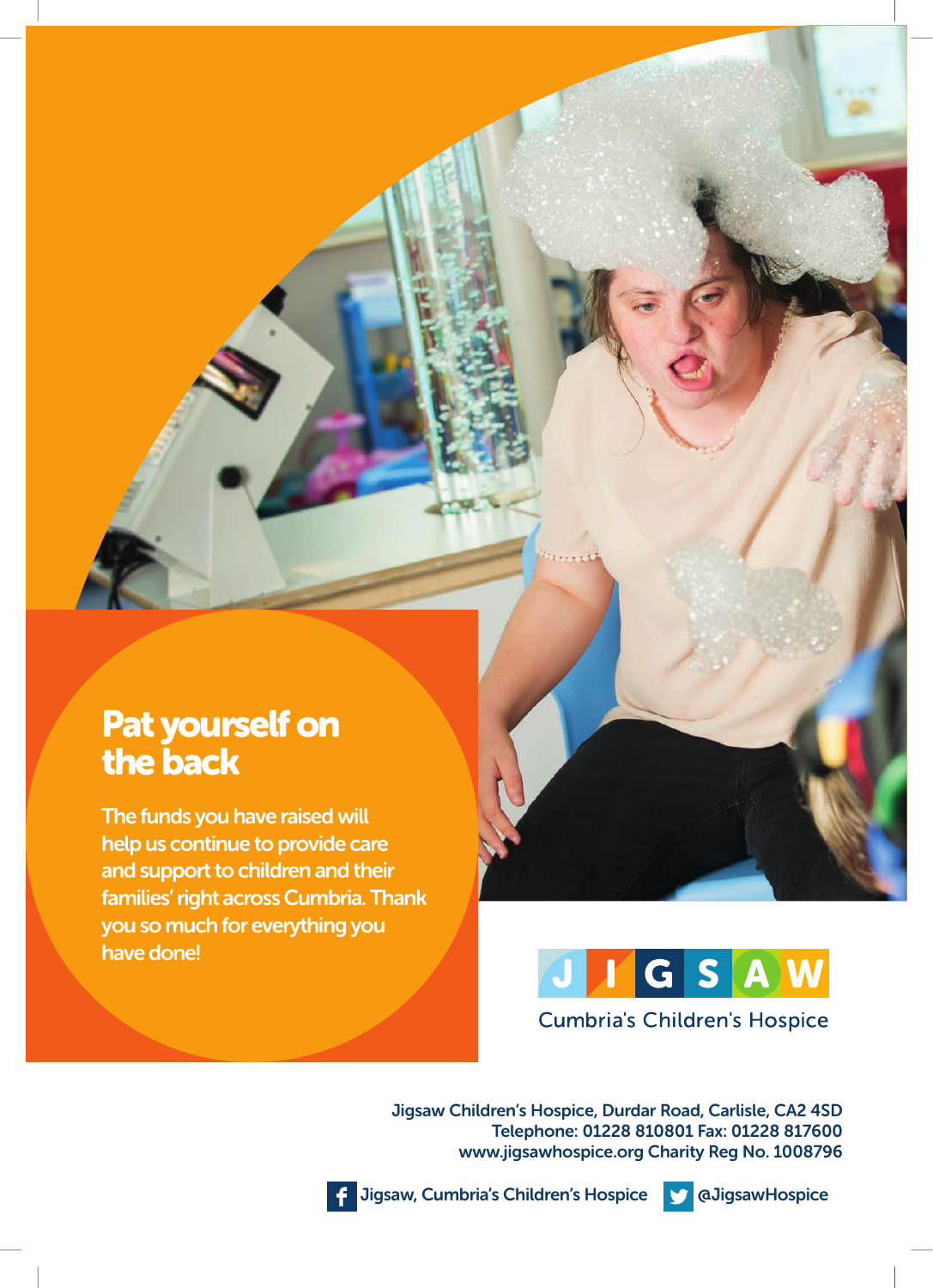# Pat yourself on the back

The funds you have raised will help us continue to provide care and support to children and their families' right across Cumbria. Thank you so much for everything you have done!

JIGSAW
Cumbria's Children's Hospice

Jigsaw Children's Hospice, Durdar Road, Carlisle, CA2 4SD
Telephone: 01228 810801 Fax: 01228 817600
www.jigsawhospice.org Charity Reg No. 1008796

Jigsaw, Cumbria's Children's Hospice @JigsawHospice